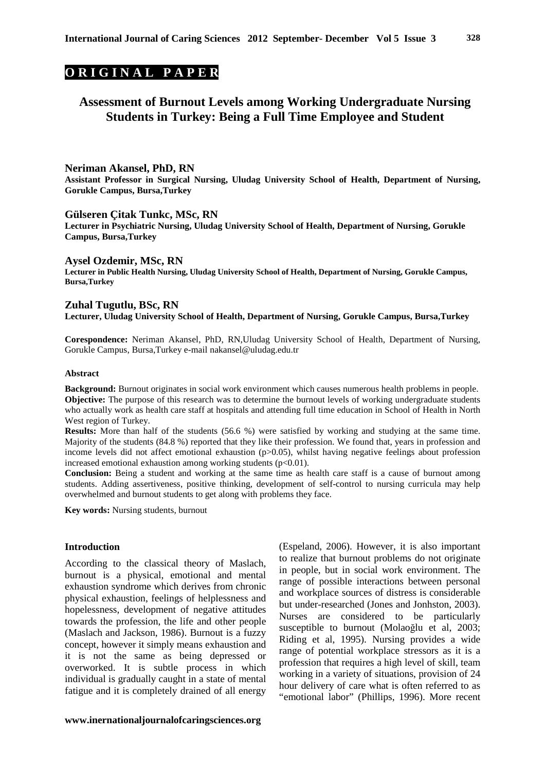**ORIGINAL PAPER**

# Assessment of Burnout Levels among Working Undergraduate Nursing Students in Turkey: Being a Full Time Employee and Student

**Neriman Akansel, PhD, RN**
**Assistant Professor in Surgical Nursing, Uludag University School of Health, Department of Nursing, Gorukle Campus, Bursa,Turkey**

**Gülseren Çitak Tunkc, MSc, RN**
**Lecturer in Psychiatric Nursing, Uludag University School of Health, Department of Nursing, Gorukle Campus, Bursa,Turkey**

**Aysel Ozdemir, MSc, RN**
**Lecturer in Public Health Nursing, Uludag University School of Health, Department of Nursing, Gorukle Campus, Bursa,Turkey**

**Zuhal Tugutlu, BSc, RN**
**Lecturer, Uludag University School of Health, Department of Nursing, Gorukle Campus, Bursa,Turkey**

**Corespondence:** Neriman Akansel, PhD, RN,Uludag University School of Health, Department of Nursing, Gorukle Campus, Bursa,Turkey e-mail nakansel@uludag.edu.tr

#### Abstract

**Background:** Burnout originates in social work environment which causes numerous health problems in people.
**Objective:** The purpose of this research was to determine the burnout levels of working undergraduate students who actually work as health care staff at hospitals and attending full time education in School of Health in North West region of Turkey.
**Results:** More than half of the students (56.6 %) were satisfied by working and studying at the same time. Majority of the students (84.8 %) reported that they like their profession. We found that, years in profession and income levels did not affect emotional exhaustion ($p>0.05$), whilst having negative feelings about profession increased emotional exhaustion among working students ($p<0.01$).
**Conclusion:** Being a student and working at the same time as health care staff is a cause of burnout among students. Adding assertiveness, positive thinking, development of self-control to nursing curricula may help overwhelmed and burnout students to get along with problems they face.

**Key words:** Nursing students, burnout

#### Introduction

According to the classical theory of Maslach, burnout is a physical, emotional and mental exhaustion syndrome which derives from chronic physical exhaustion, feelings of helplessness and hopelessness, development of negative attitudes towards the profession, the life and other people (Maslach and Jackson, 1986). Burnout is a fuzzy concept, however it simply means exhaustion and it is not the same as being depressed or overworked. It is subtle process in which individual is gradually caught in a state of mental fatigue and it is completely drained of all energy (Espeland, 2006). However, it is also important to realize that burnout problems do not originate in people, but in social work environment. The range of possible interactions between personal and workplace sources of distress is considerable but under-researched (Jones and Jonhston, 2003). Nurses are considered to be particularly susceptible to burnout (Molaoğlu et al, 2003; Riding et al, 1995). Nursing provides a wide range of potential workplace stressors as it is a profession that requires a high level of skill, team working in a variety of situations, provision of 24 hour delivery of care what is often referred to as "emotional labor" (Phillips, 1996). More recent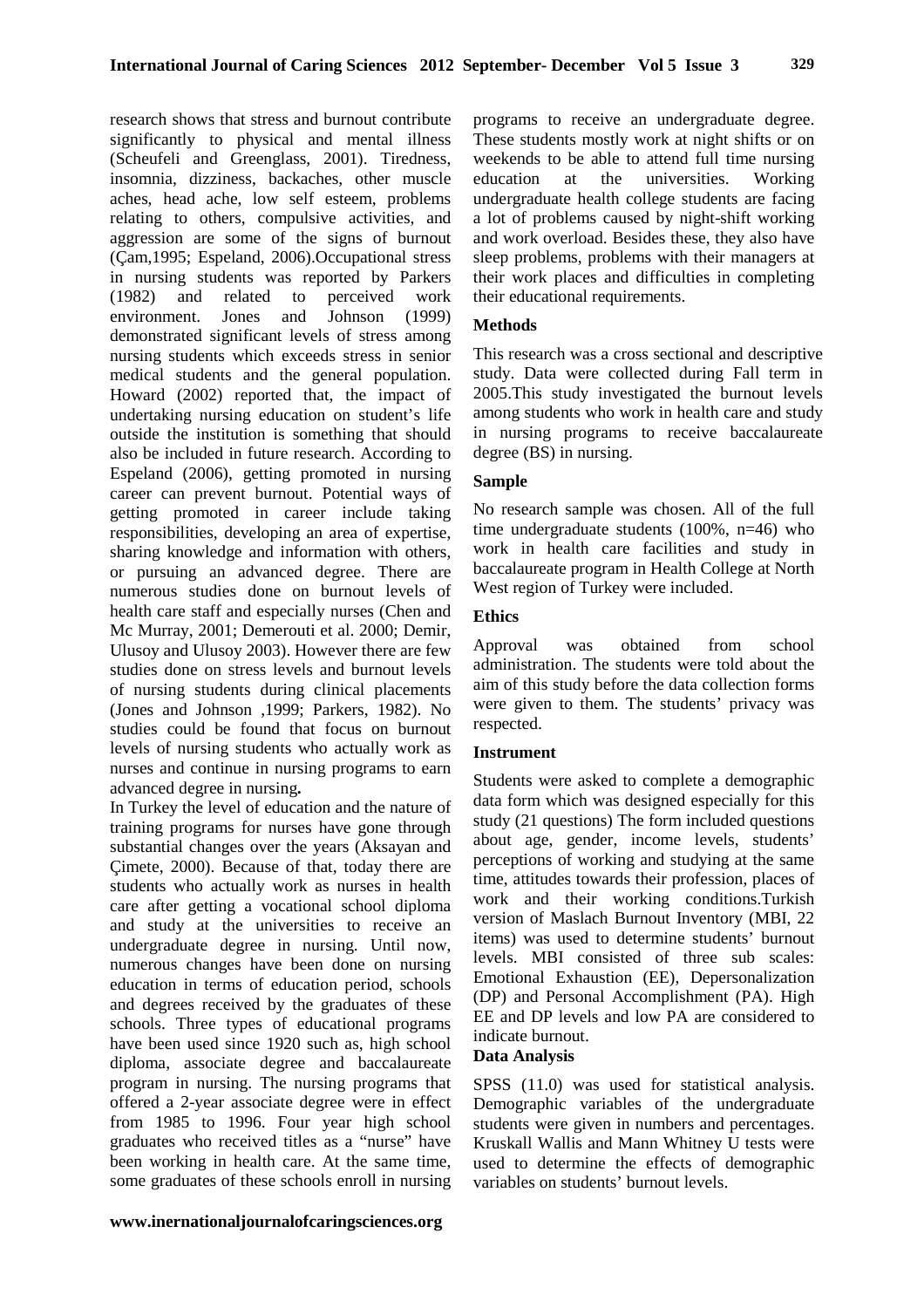research shows that stress and burnout contribute significantly to physical and mental illness (Scheufeli and Greenglass, 2001). Tiredness, insomnia, dizziness, backaches, other muscle aches, head ache, low self esteem, problems relating to others, compulsive activities, and aggression are some of the signs of burnout (Çam,1995; Espeland, 2006).Occupational stress in nursing students was reported by Parkers (1982) and related to perceived work environment. Jones and Johnson (1999) demonstrated significant levels of stress among nursing students which exceeds stress in senior medical students and the general population. Howard (2002) reported that, the impact of undertaking nursing education on student's life outside the institution is something that should also be included in future research. According to Espeland (2006), getting promoted in nursing career can prevent burnout. Potential ways of getting promoted in career include taking responsibilities, developing an area of expertise, sharing knowledge and information with others, or pursuing an advanced degree. There are numerous studies done on burnout levels of health care staff and especially nurses (Chen and Mc Murray, 2001; Demerouti et al. 2000; Demir, Ulusoy and Ulusoy 2003). However there are few studies done on stress levels and burnout levels of nursing students during clinical placements (Jones and Johnson ,1999; Parkers, 1982). No studies could be found that focus on burnout levels of nursing students who actually work as nurses and continue in nursing programs to earn advanced degree in nursing**.**

In Turkey the level of education and the nature of training programs for nurses have gone through substantial changes over the years (Aksayan and Çimete, 2000). Because of that, today there are students who actually work as nurses in health care after getting a vocational school diploma and study at the universities to receive an undergraduate degree in nursing. Until now, numerous changes have been done on nursing education in terms of education period, schools and degrees received by the graduates of these schools. Three types of educational programs have been used since 1920 such as, high school diploma, associate degree and baccalaureate program in nursing. The nursing programs that offered a 2-year associate degree were in effect from 1985 to 1996. Four year high school graduates who received titles as a "nurse" have been working in health care. At the same time, some graduates of these schools enroll in nursing programs to receive an undergraduate degree. These students mostly work at night shifts or on weekends to be able to attend full time nursing education at the universities. Working undergraduate health college students are facing a lot of problems caused by night-shift working and work overload. Besides these, they also have sleep problems, problems with their managers at their work places and difficulties in completing their educational requirements.

### Methods

This research was a cross sectional and descriptive study. Data were collected during Fall term in 2005.This study investigated the burnout levels among students who work in health care and study in nursing programs to receive baccalaureate degree (BS) in nursing.

### Sample

No research sample was chosen. All of the full time undergraduate students (100%, n=46) who work in health care facilities and study in baccalaureate program in Health College at North West region of Turkey were included.

### Ethics

Approval was obtained from school administration. The students were told about the aim of this study before the data collection forms were given to them. The students' privacy was respected.

### Instrument

Students were asked to complete a demographic data form which was designed especially for this study (21 questions) The form included questions about age, gender, income levels, students' perceptions of working and studying at the same time, attitudes towards their profession, places of work and their working conditions.Turkish version of Maslach Burnout Inventory (MBI, 22 items) was used to determine students' burnout levels. MBI consisted of three sub scales: Emotional Exhaustion (EE), Depersonalization (DP) and Personal Accomplishment (PA). High EE and DP levels and low PA are considered to indicate burnout.

### Data Analysis

SPSS (11.0) was used for statistical analysis. Demographic variables of the undergraduate students were given in numbers and percentages. Kruskall Wallis and Mann Whitney U tests were used to determine the effects of demographic variables on students' burnout levels.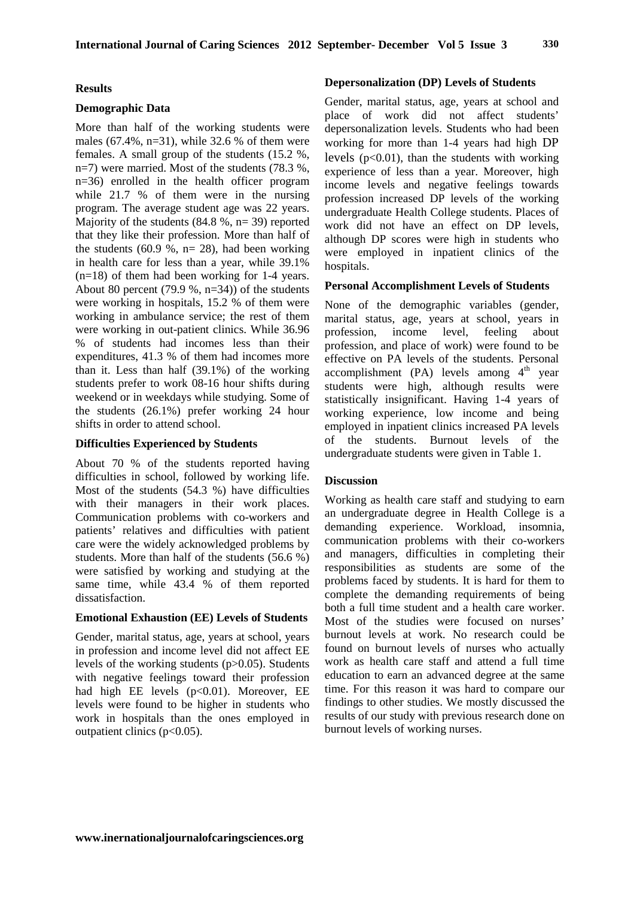## Results

### Demographic Data

More than half of the working students were males (67.4%, n=31), while 32.6 % of them were females. A small group of the students (15.2 %, n=7) were married. Most of the students (78.3 %, n=36) enrolled in the health officer program while 21.7 % of them were in the nursing program. The average student age was 22 years. Majority of the students (84.8 %, n= 39) reported that they like their profession. More than half of the students (60.9 %, n= 28), had been working in health care for less than a year, while 39.1% (n=18) of them had been working for 1-4 years. About 80 percent (79.9 %, n=34)) of the students were working in hospitals, 15.2 % of them were working in ambulance service; the rest of them were working in out-patient clinics. While 36.96 % of students had incomes less than their expenditures, 41.3 % of them had incomes more than it. Less than half (39.1%) of the working students prefer to work 08-16 hour shifts during weekend or in weekdays while studying. Some of the students (26.1%) prefer working 24 hour shifts in order to attend school.

### Difficulties Experienced by Students

About 70 % of the students reported having difficulties in school, followed by working life. Most of the students (54.3 %) have difficulties with their managers in their work places. Communication problems with co-workers and patients' relatives and difficulties with patient care were the widely acknowledged problems by students. More than half of the students (56.6 %) were satisfied by working and studying at the same time, while 43.4 % of them reported dissatisfaction.

### Emotional Exhaustion (EE) Levels of Students

Gender, marital status, age, years at school, years in profession and income level did not affect EE levels of the working students ($p>0.05$). Students with negative feelings toward their profession had high EE levels ($p<0.01$). Moreover, EE levels were found to be higher in students who work in hospitals than the ones employed in outpatient clinics ($p<0.05$).

### Depersonalization (DP) Levels of Students

Gender, marital status, age, years at school and place of work did not affect students' depersonalization levels. Students who had been working for more than 1-4 years had high DP levels ($p<0.01$), than the students with working experience of less than a year. Moreover, high income levels and negative feelings towards profession increased DP levels of the working undergraduate Health College students. Places of work did not have an effect on DP levels, although DP scores were high in students who were employed in inpatient clinics of the hospitals.

### Personal Accomplishment Levels of Students

None of the demographic variables (gender, marital status, age, years at school, years in profession, income level, feeling about profession, and place of work) were found to be effective on PA levels of the students. Personal accomplishment (PA) levels among 4th year students were high, although results were statistically insignificant. Having 1-4 years of working experience, low income and being employed in inpatient clinics increased PA levels of the students. Burnout levels of the undergraduate students were given in Table 1.

## Discussion

Working as health care staff and studying to earn an undergraduate degree in Health College is a demanding experience. Workload, insomnia, communication problems with their co-workers and managers, difficulties in completing their responsibilities as students are some of the problems faced by students. It is hard for them to complete the demanding requirements of being both a full time student and a health care worker. Most of the studies were focused on nurses' burnout levels at work. No research could be found on burnout levels of nurses who actually work as health care staff and attend a full time education to earn an advanced degree at the same time. For this reason it was hard to compare our findings to other studies. We mostly discussed the results of our study with previous research done on burnout levels of working nurses.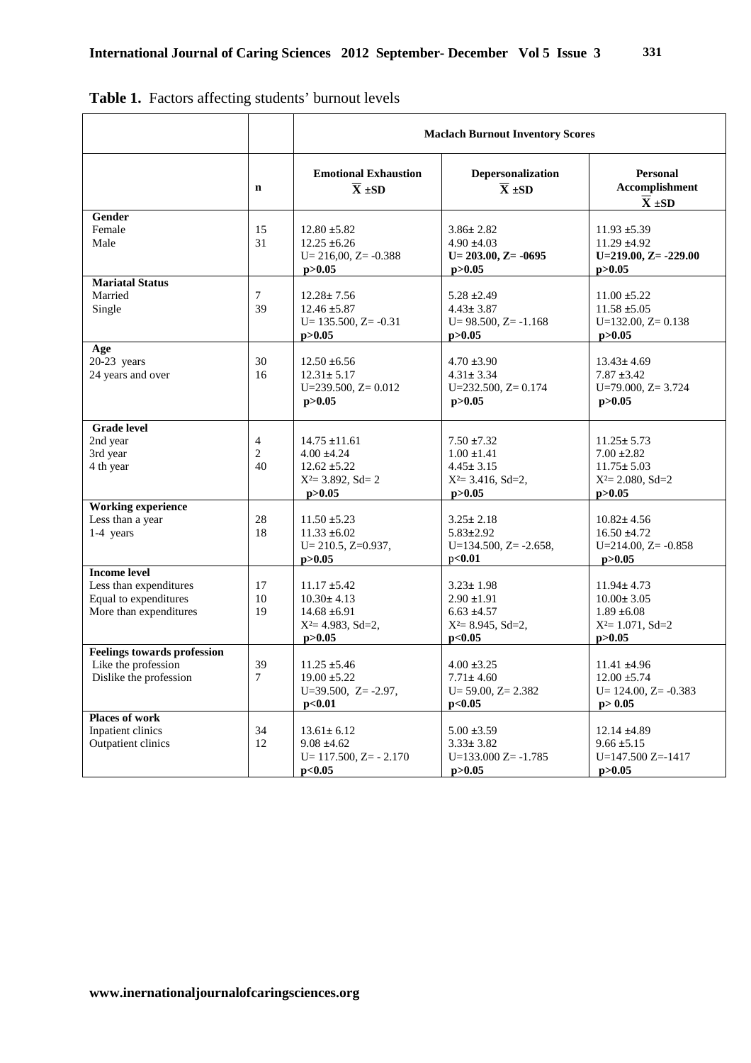**Table 1.** Factors affecting students' burnout levels

| | | Maclach Burnout Inventory Scores | | |
|---|---|---|---|---|
| | n | Emotional Exhaustion $\overline{X}$ ±SD | Depersonalization $\overline{X}$ ±SD | Personal Accomplishment $\overline{X}$ ±SD |
| **Gender** | | | | |
| Female | 15 | 12.80 ±5.82 | 3.86± 2.82 | 11.93 ±5.39 |
| Male | 31 | 12.25 ±6.26 | 4.90 ±4.03 | 11.29 ±4.92 |
| | | U= 216,00, Z= -0.388 **p>0.05** | **U= 203.00, Z= -0695 p>0.05** | **U=219.00, Z= -229.00 p>0.05** |
| **Mariatal Status** | | | | |
| Married | 7 | 12.28± 7.56 | 5.28 ±2.49 | 11.00 ±5.22 |
| Single | 39 | 12.46 ±5.87 | 4.43± 3.87 | 11.58 ±5.05 |
| | | U= 135.500, Z= -0.31 **p>0.05** | U= 98.500, Z= -1.168 **p>0.05** | U=132.00, Z= 0.138 **p>0.05** |
| **Age** | | | | |
| 20-23 years | 30 | 12.50 ±6.56 | 4.70 ±3.90 | 13.43± 4.69 |
| 24 years and over | 16 | 12.31± 5.17 | 4.31± 3.34 | 7.87 ±3.42 |
| | | U=239.500, Z= 0.012 **p>0.05** | U=232.500, Z= 0.174 **p>0.05** | U=79.000, Z= 3.724 **p>0.05** |
| **Grade level** | | | | |
| 2nd year | 4 | 14.75 ±11.61 | 7.50 ±7.32 | 11.25± 5.73 |
| 3rd year | 2 | 4.00 ±4.24 | 1.00 ±1.41 | 7.00 ±2.82 |
| 4 th year | 40 | 12.62 ±5.22 | 4.45± 3.15 | 11.75± 5.03 |
| | | $X^2$= 3.892, Sd= 2 **p>0.05** | $X^2$= 3.416, Sd=2, **p>0.05** | $X^2$= 2.080, Sd=2 **p>0.05** |
| **Working experience** | | | | |
| Less than a year | 28 | 11.50 ±5.23 | 3.25± 2.18 | 10.82± 4.56 |
| 1-4 years | 18 | 11.33 ±6.02 | 5.83±2.92 | 16.50 ±4.72 |
| | | U= 210.5, Z=0.937, **p>0.05** | U=134.500, Z= -2.658, p**<0.01** | U=214.00, Z= -0.858 **p>0.05** |
| **Income level** | | | | |
| Less than expenditures | 17 | 11.17 ±5.42 | 3.23± 1.98 | 11.94± 4.73 |
| Equal to expenditures | 10 | 10.30± 4.13 | 2.90 ±1.91 | 10.00± 3.05 |
| More than expenditures | 19 | 14.68 ±6.91 | 6.63 ±4.57 | 1.89 ±6.08 |
| | | $X^2$= 4.983, Sd=2, **p>0.05** | $X^2$= 8.945, Sd=2, **p<0.05** | $X^2$= 1.071, Sd=2 **p>0.05** |
| **Feelings towards profession** | | | | |
| Like the profession | 39 | 11.25 ±5.46 | 4.00 ±3.25 | 11.41 ±4.96 |
| Dislike the profession | 7 | 19.00 ±5.22 | 7.71± 4.60 | 12.00 ±5.74 |
| | | U=39.500, Z= -2.97, **p<0.01** | U= 59.00, Z= 2.382 **p<0.05** | U= 124.00, Z= -0.383 **p> 0.05** |
| **Places of work** | | | | |
| Inpatient clinics | 34 | 13.61± 6.12 | 5.00 ±3.59 | 12.14 ±4.89 |
| Outpatient clinics | 12 | 9.08 ±4.62 | 3.33± 3.82 | 9.66 ±5.15 |
| | | U= 117.500, Z= - 2.170 **p<0.05** | U=133.000 Z= -1.785 **p>0.05** | U=147.500 Z=-1417 **p>0.05** |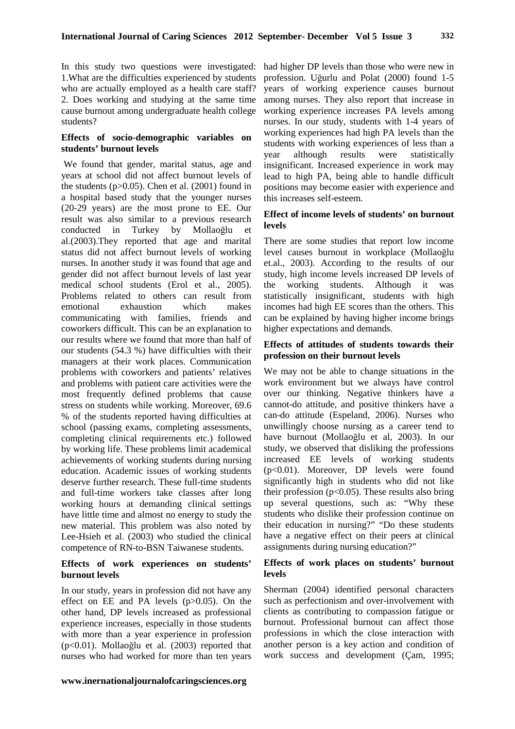In this study two questions were investigated: 1.What are the difficulties experienced by students who are actually employed as a health care staff? 2. Does working and studying at the same time cause burnout among undergraduate health college students?

### Effects of socio-demographic variables on students' burnout levels

We found that gender, marital status, age and years at school did not affect burnout levels of the students ($p>0.05$). Chen et al. (2001) found in a hospital based study that the younger nurses (20-29 years) are the most prone to EE. Our result was also similar to a previous research conducted in Turkey by Mollaoğlu et al.(2003).They reported that age and marital status did not affect burnout levels of working nurses. In another study it was found that age and gender did not affect burnout levels of last year medical school students (Erol et al., 2005). Problems related to others can result from emotional exhaustion which makes communicating with families, friends and coworkers difficult. This can be an explanation to our results where we found that more than half of our students (54.3 %) have difficulties with their managers at their work places. Communication problems with coworkers and patients' relatives and problems with patient care activities were the most frequently defined problems that cause stress on students while working. Moreover, 69.6 % of the students reported having difficulties at school (passing exams, completing assessments, completing clinical requirements etc.) followed by working life. These problems limit academical achievements of working students during nursing education. Academic issues of working students deserve further research. These full-time students and full-time workers take classes after long working hours at demanding clinical settings have little time and almost no energy to study the new material. This problem was also noted by Lee-Hsieh et al. (2003) who studied the clinical competence of RN-to-BSN Taiwanese students.

### Effects of work experiences on students' burnout levels

In our study, years in profession did not have any effect on EE and PA levels ($p>0.05$). On the other hand, DP levels increased as professional experience increases, especially in those students with more than a year experience in profession ($p<0.01$). Mollaoğlu et al. (2003) reported that nurses who had worked for more than ten years had higher DP levels than those who were new in profession. Uğurlu and Polat (2000) found 1-5 years of working experience causes burnout among nurses. They also report that increase in working experience increases PA levels among nurses. In our study, students with 1-4 years of working experiences had high PA levels than the students with working experiences of less than a year although results were statistically insignificant. Increased experience in work may lead to high PA, being able to handle difficult positions may become easier with experience and this increases self-esteem.

### Effect of income levels of students' on burnout levels

There are some studies that report low income level causes burnout in workplace (Mollaoğlu et.al., 2003). According to the results of our study, high income levels increased DP levels of the working students. Although it was statistically insignificant, students with high incomes had high EE scores than the others. This can be explained by having higher income brings higher expectations and demands.

### Effects of attitudes of students towards their profession on their burnout levels

We may not be able to change situations in the work environment but we always have control over our thinking. Negative thinkers have a cannot-do attitude, and positive thinkers have a can-do attitude (Espeland, 2006). Nurses who unwillingly choose nursing as a career tend to have burnout (Mollaoğlu et al, 2003). In our study, we observed that disliking the professions increased EE levels of working students ($p<0.01$). Moreover, DP levels were found significantly high in students who did not like their profession ($p<0.05$). These results also bring up several questions, such as: "Why these students who dislike their profession continue on their education in nursing?" "Do these students have a negative effect on their peers at clinical assignments during nursing education?"

### Effects of work places on students' burnout levels

Sherman (2004) identified personal characters such as perfectionism and over-involvement with clients as contributing to compassion fatigue or burnout. Professional burnout can affect those professions in which the close interaction with another person is a key action and condition of work success and development (Çam, 1995;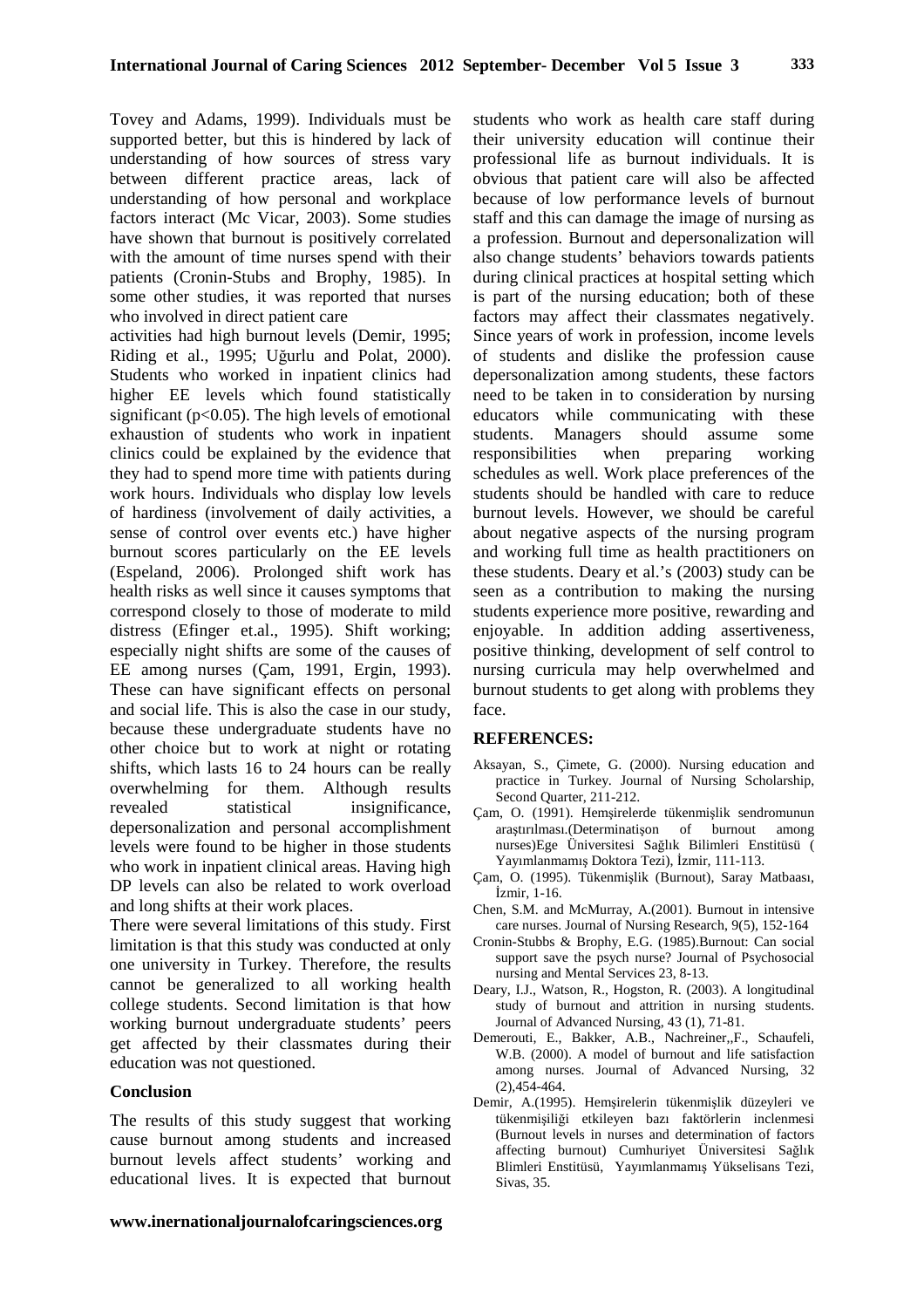Tovey and Adams, 1999). Individuals must be supported better, but this is hindered by lack of understanding of how sources of stress vary between different practice areas, lack of understanding of how personal and workplace factors interact (Mc Vicar, 2003). Some studies have shown that burnout is positively correlated with the amount of time nurses spend with their patients (Cronin-Stubs and Brophy, 1985). In some other studies, it was reported that nurses who involved in direct patient care activities had high burnout levels (Demir, 1995; Riding et al., 1995; Uğurlu and Polat, 2000). Students who worked in inpatient clinics had higher EE levels which found statistically significant ($p<0.05$). The high levels of emotional exhaustion of students who work in inpatient clinics could be explained by the evidence that they had to spend more time with patients during work hours. Individuals who display low levels of hardiness (involvement of daily activities, a sense of control over events etc.) have higher burnout scores particularly on the EE levels (Espeland, 2006). Prolonged shift work has health risks as well since it causes symptoms that correspond closely to those of moderate to mild distress (Efinger et.al., 1995). Shift working; especially night shifts are some of the causes of EE among nurses (Çam, 1991, Ergin, 1993). These can have significant effects on personal and social life. This is also the case in our study, because these undergraduate students have no other choice but to work at night or rotating shifts, which lasts 16 to 24 hours can be really overwhelming for them. Although results revealed statistical insignificance, depersonalization and personal accomplishment levels were found to be higher in those students who work in inpatient clinical areas. Having high DP levels can also be related to work overload and long shifts at their work places.

There were several limitations of this study. First limitation is that this study was conducted at only one university in Turkey. Therefore, the results cannot be generalized to all working health college students. Second limitation is that how working burnout undergraduate students' peers get affected by their classmates during their education was not questioned.

## Conclusion

The results of this study suggest that working cause burnout among students and increased burnout levels affect students' working and educational lives. It is expected that burnout students who work as health care staff during their university education will continue their professional life as burnout individuals. It is obvious that patient care will also be affected because of low performance levels of burnout staff and this can damage the image of nursing as a profession. Burnout and depersonalization will also change students' behaviors towards patients during clinical practices at hospital setting which is part of the nursing education; both of these factors may affect their classmates negatively. Since years of work in profession, income levels of students and dislike the profession cause depersonalization among students, these factors need to be taken in to consideration by nursing educators while communicating with these students. Managers should assume some responsibilities when preparing working schedules as well. Work place preferences of the students should be handled with care to reduce burnout levels. However, we should be careful about negative aspects of the nursing program and working full time as health practitioners on these students. Deary et al.'s (2003) study can be seen as a contribution to making the nursing students experience more positive, rewarding and enjoyable. In addition adding assertiveness, positive thinking, development of self control to nursing curricula may help overwhelmed and burnout students to get along with problems they face.

## REFERENCES:

Aksayan, S., Çimete, G. (2000). Nursing education and practice in Turkey. Journal of Nursing Scholarship, Second Quarter, 211-212.

Çam, O. (1991). Hemşirelerde tükenmişlik sendromunun araştırılması.(Determinatişon of burnout among nurses)Ege Üniversitesi Sağlık Bilimleri Enstitüsü ( Yayımlanmamış Doktora Tezi), İzmir, 111-113.

Çam, O. (1995). Tükenmişlik (Burnout), Saray Matbaası, İzmir, 1-16.

Chen, S.M. and McMurray, A.(2001). Burnout in intensive care nurses. Journal of Nursing Research, 9(5), 152-164

Cronin-Stubbs & Brophy, E.G. (1985).Burnout: Can social support save the psych nurse? Journal of Psychosocial nursing and Mental Services 23, 8-13.

Deary, I.J., Watson, R., Hogston, R. (2003). A longitudinal study of burnout and attrition in nursing students. Journal of Advanced Nursing, 43 (1), 71-81.

Demerouti, E., Bakker, A.B., Nachreiner,,F., Schaufeli, W.B. (2000). A model of burnout and life satisfaction among nurses. Journal of Advanced Nursing, 32 (2),454-464.

Demir, A.(1995). Hemşirelerin tükenmişlik düzeyleri ve tükenmişiliği etkileyen bazı faktörlerin inclenmesi (Burnout levels in nurses and determination of factors affecting burnout) Cumhuriyet Üniversitesi Sağlık Blimleri Enstitüsü, Yayımlanmamış Yükselisans Tezi, Sivas, 35.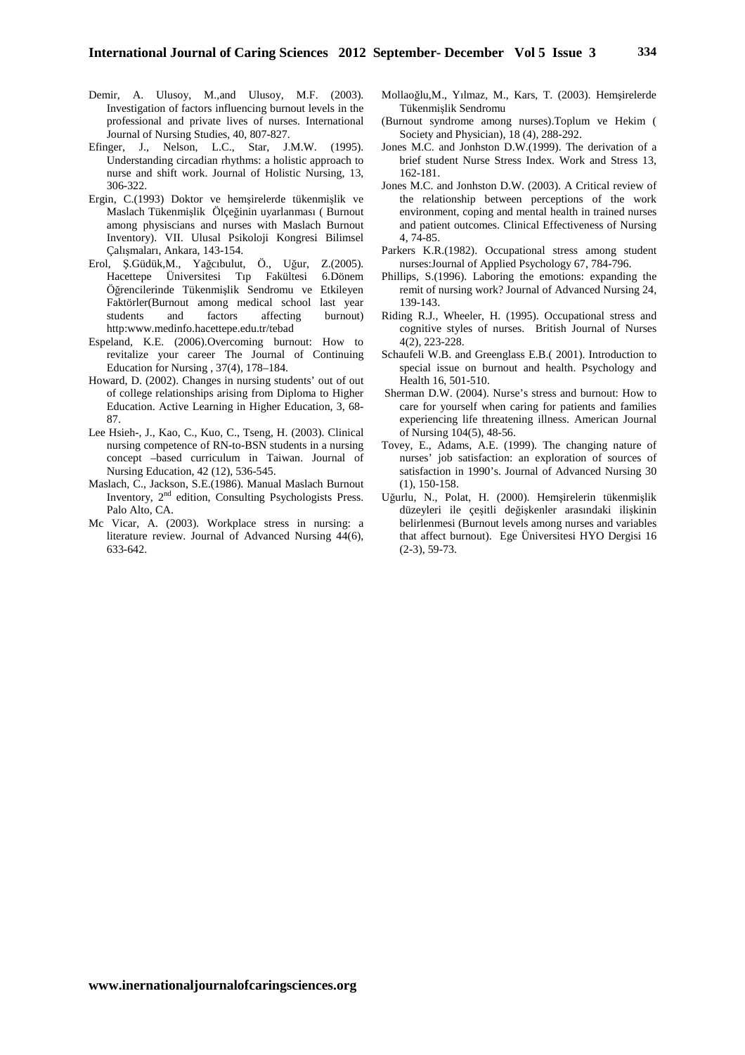Demir, A. Ulusoy, M.,and Ulusoy, M.F. (2003). Investigation of factors influencing burnout levels in the professional and private lives of nurses. International Journal of Nursing Studies, 40, 807-827.

Efinger, J., Nelson, L.C., Star, J.M.W. (1995). Understanding circadian rhythms: a holistic approach to nurse and shift work. Journal of Holistic Nursing, 13, 306-322.

Ergin, C.(1993) Doktor ve hemşirelerde tükenmişlik ve Maslach Tükenmişlik Ölçeğinin uyarlanması ( Burnout among physiscians and nurses with Maslach Burnout Inventory). VII. Ulusal Psikoloji Kongresi Bilimsel Çalışmaları, Ankara, 143-154.

Erol, Ş.Güdük,M., Yağcıbulut, Ö., Uğur, Z.(2005). Hacettepe Üniversitesi Tıp Fakültesi 6.Dönem Öğrencilerinde Tükenmişlik Sendromu ve Etkileyen Faktörler(Burnout among medical school last year students and factors affecting burnout) http:www.medinfo.hacettepe.edu.tr/tebad

Espeland, K.E. (2006).Overcoming burnout: How to revitalize your career The Journal of Continuing Education for Nursing , 37(4), 178–184.

Howard, D. (2002). Changes in nursing students' out of out of college relationships arising from Diploma to Higher Education. Active Learning in Higher Education, 3, 68-87.

Lee Hsieh-, J., Kao, C., Kuo, C., Tseng, H. (2003). Clinical nursing competence of RN-to-BSN students in a nursing concept –based curriculum in Taiwan. Journal of Nursing Education, 42 (12), 536-545.

Maslach, C., Jackson, S.E.(1986). Manual Maslach Burnout Inventory, 2nd edition, Consulting Psychologists Press. Palo Alto, CA.

Mc Vicar, A. (2003). Workplace stress in nursing: a literature review. Journal of Advanced Nursing 44(6), 633-642.

Mollaoğlu,M., Yılmaz, M., Kars, T. (2003). Hemşirelerde Tükenmişlik Sendromu

(Burnout syndrome among nurses).Toplum ve Hekim ( Society and Physician), 18 (4), 288-292.

Jones M.C. and Jonhston D.W.(1999). The derivation of a brief student Nurse Stress Index. Work and Stress 13, 162-181.

Jones M.C. and Jonhston D.W. (2003). A Critical review of the relationship between perceptions of the work environment, coping and mental health in trained nurses and patient outcomes. Clinical Effectiveness of Nursing 4, 74-85.

Parkers K.R.(1982). Occupational stress among student nurses:Journal of Applied Psychology 67, 784-796.

Phillips, S.(1996). Laboring the emotions: expanding the remit of nursing work? Journal of Advanced Nursing 24, 139-143.

Riding R.J., Wheeler, H. (1995). Occupational stress and cognitive styles of nurses. British Journal of Nurses 4(2), 223-228.

Schaufeli W.B. and Greenglass E.B.( 2001). Introduction to special issue on burnout and health. Psychology and Health 16, 501-510.

Sherman D.W. (2004). Nurse's stress and burnout: How to care for yourself when caring for patients and families experiencing life threatening illness. American Journal of Nursing 104(5), 48-56.

Tovey, E., Adams, A.E. (1999). The changing nature of nurses' job satisfaction: an exploration of sources of satisfaction in 1990's. Journal of Advanced Nursing 30 (1), 150-158.

Uğurlu, N., Polat, H. (2000). Hemşirelerin tükenmişlik düzeyleri ile çeşitli değişkenler arasındaki ilişkinin belirlenmesi (Burnout levels among nurses and variables that affect burnout). Ege Üniversitesi HYO Dergisi 16 (2-3), 59-73.